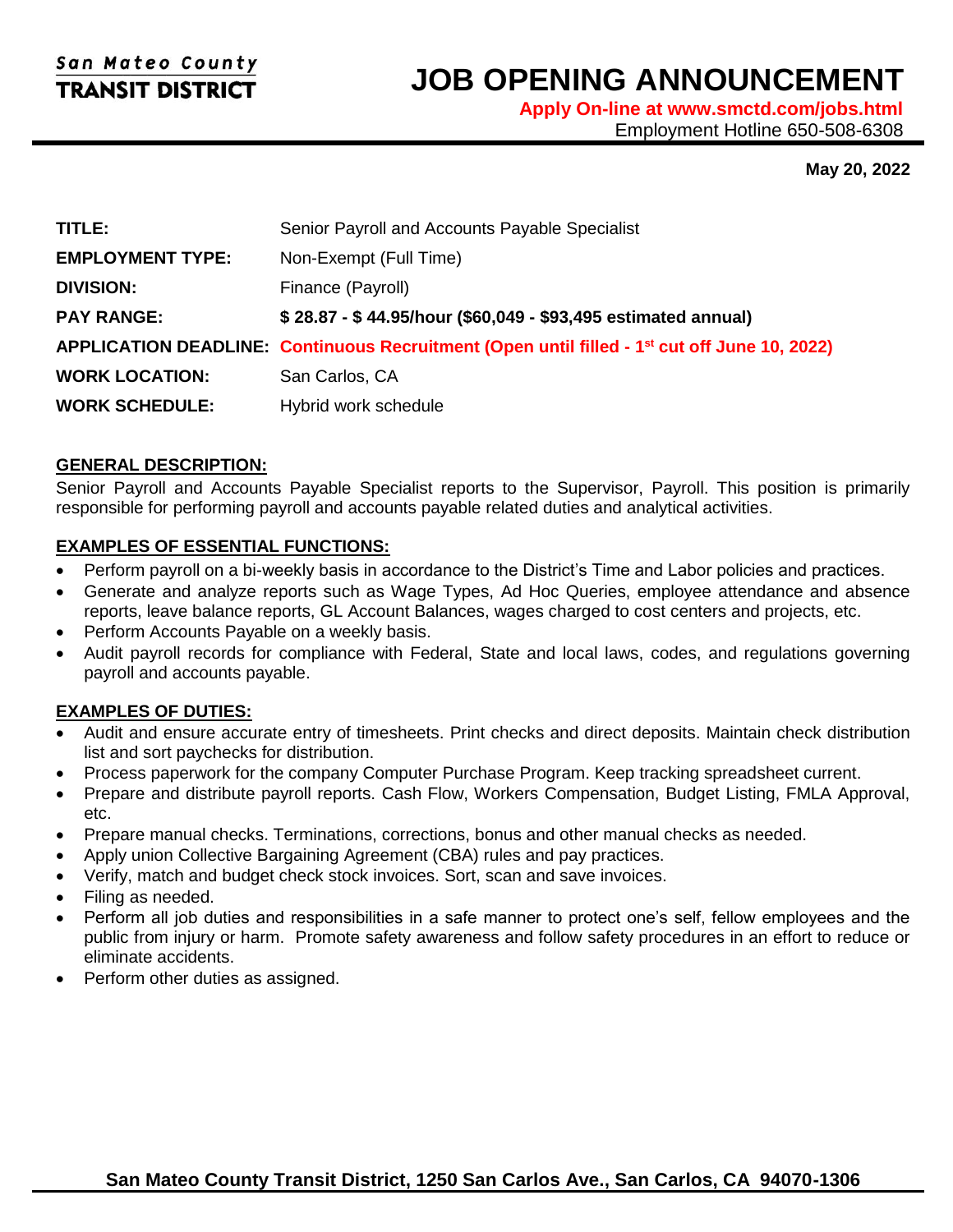San Mateo County
**TRANSIT DISTRICT**

# JOB OPENING ANNOUNCEMENT

**Apply On-line at www.smctd.com/jobs.html**
Employment Hotline 650-508-6308

**May 20, 2022**

| | |
|---|---|
| **TITLE:** | Senior Payroll and Accounts Payable Specialist |
| **EMPLOYMENT TYPE:** | Non-Exempt (Full Time) |
| **DIVISION:** | Finance (Payroll) |
| **PAY RANGE:** | **$ 28.87 - $ 44.95/hour ($60,049 - $93,495 estimated annual)** |
| **APPLICATION DEADLINE:** | **Continuous Recruitment (Open until filled - 1st cut off June 10, 2022)** |
| **WORK LOCATION:** | San Carlos, CA |
| **WORK SCHEDULE:** | Hybrid work schedule |

## GENERAL DESCRIPTION:

Senior Payroll and Accounts Payable Specialist reports to the Supervisor, Payroll. This position is primarily responsible for performing payroll and accounts payable related duties and analytical activities.

## EXAMPLES OF ESSENTIAL FUNCTIONS:

- Perform payroll on a bi-weekly basis in accordance to the District's Time and Labor policies and practices.
- Generate and analyze reports such as Wage Types, Ad Hoc Queries, employee attendance and absence reports, leave balance reports, GL Account Balances, wages charged to cost centers and projects, etc.
- Perform Accounts Payable on a weekly basis.
- Audit payroll records for compliance with Federal, State and local laws, codes, and regulations governing payroll and accounts payable.

## EXAMPLES OF DUTIES:

- Audit and ensure accurate entry of timesheets. Print checks and direct deposits. Maintain check distribution list and sort paychecks for distribution.
- Process paperwork for the company Computer Purchase Program. Keep tracking spreadsheet current.
- Prepare and distribute payroll reports. Cash Flow, Workers Compensation, Budget Listing, FMLA Approval, etc.
- Prepare manual checks. Terminations, corrections, bonus and other manual checks as needed.
- Apply union Collective Bargaining Agreement (CBA) rules and pay practices.
- Verify, match and budget check stock invoices. Sort, scan and save invoices.
- Filing as needed.
- Perform all job duties and responsibilities in a safe manner to protect one's self, fellow employees and the public from injury or harm. Promote safety awareness and follow safety procedures in an effort to reduce or eliminate accidents.
- Perform other duties as assigned.

**San Mateo County Transit District, 1250 San Carlos Ave., San Carlos, CA 94070-1306**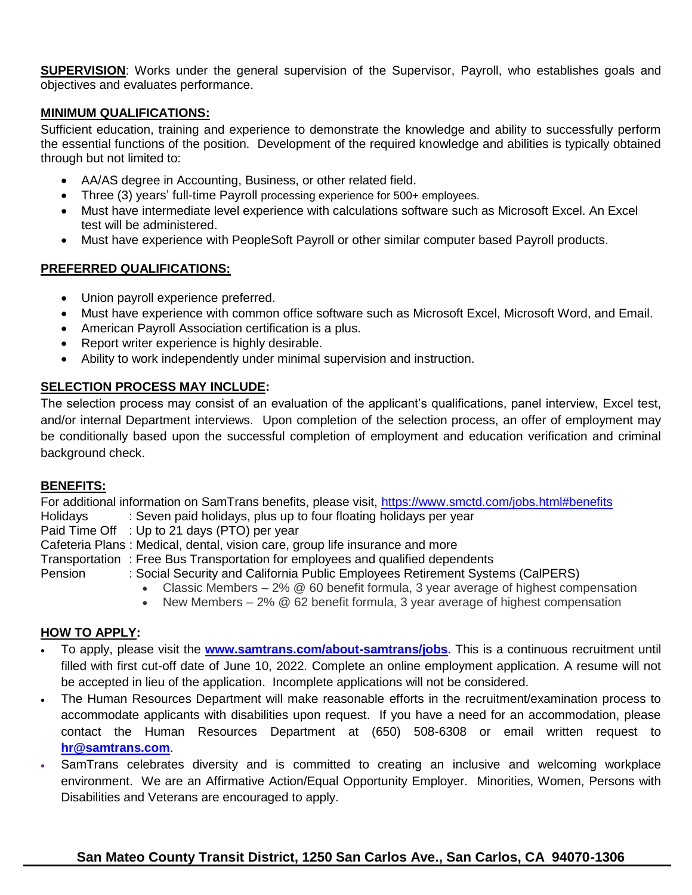**SUPERVISION**: Works under the general supervision of the Supervisor, Payroll, who establishes goals and objectives and evaluates performance.

**MINIMUM QUALIFICATIONS:**

Sufficient education, training and experience to demonstrate the knowledge and ability to successfully perform the essential functions of the position. Development of the required knowledge and abilities is typically obtained through but not limited to:

- AA/AS degree in Accounting, Business, or other related field.
- Three (3) years' full-time Payroll processing experience for 500+ employees.
- Must have intermediate level experience with calculations software such as Microsoft Excel. An Excel test will be administered.
- Must have experience with PeopleSoft Payroll or other similar computer based Payroll products.

**PREFERRED QUALIFICATIONS:**

- Union payroll experience preferred.
- Must have experience with common office software such as Microsoft Excel, Microsoft Word, and Email.
- American Payroll Association certification is a plus.
- Report writer experience is highly desirable.
- Ability to work independently under minimal supervision and instruction.

**SELECTION PROCESS MAY INCLUDE:**

The selection process may consist of an evaluation of the applicant's qualifications, panel interview, Excel test, and/or internal Department interviews. Upon completion of the selection process, an offer of employment may be conditionally based upon the successful completion of employment and education verification and criminal background check.

**BENEFITS:**

For additional information on SamTrans benefits, please visit, https://www.smctd.com/jobs.html#benefits

Holidays : Seven paid holidays, plus up to four floating holidays per year

Paid Time Off : Up to 21 days (PTO) per year

Cafeteria Plans : Medical, dental, vision care, group life insurance and more

Transportation : Free Bus Transportation for employees and qualified dependents

Pension : Social Security and California Public Employees Retirement Systems (CalPERS)

- Classic Members – 2% @ 60 benefit formula, 3 year average of highest compensation
- New Members – 2% @ 62 benefit formula, 3 year average of highest compensation

**HOW TO APPLY:**

- To apply, please visit the **www.samtrans.com/about-samtrans/jobs**. This is a continuous recruitment until filled with first cut-off date of June 10, 2022. Complete an online employment application. A resume will not be accepted in lieu of the application. Incomplete applications will not be considered.
- The Human Resources Department will make reasonable efforts in the recruitment/examination process to accommodate applicants with disabilities upon request. If you have a need for an accommodation, please contact the Human Resources Department at (650) 508-6308 or email written request to **hr@samtrans.com**.
- SamTrans celebrates diversity and is committed to creating an inclusive and welcoming workplace environment. We are an Affirmative Action/Equal Opportunity Employer. Minorities, Women, Persons with Disabilities and Veterans are encouraged to apply.

**San Mateo County Transit District, 1250 San Carlos Ave., San Carlos, CA 94070-1306**